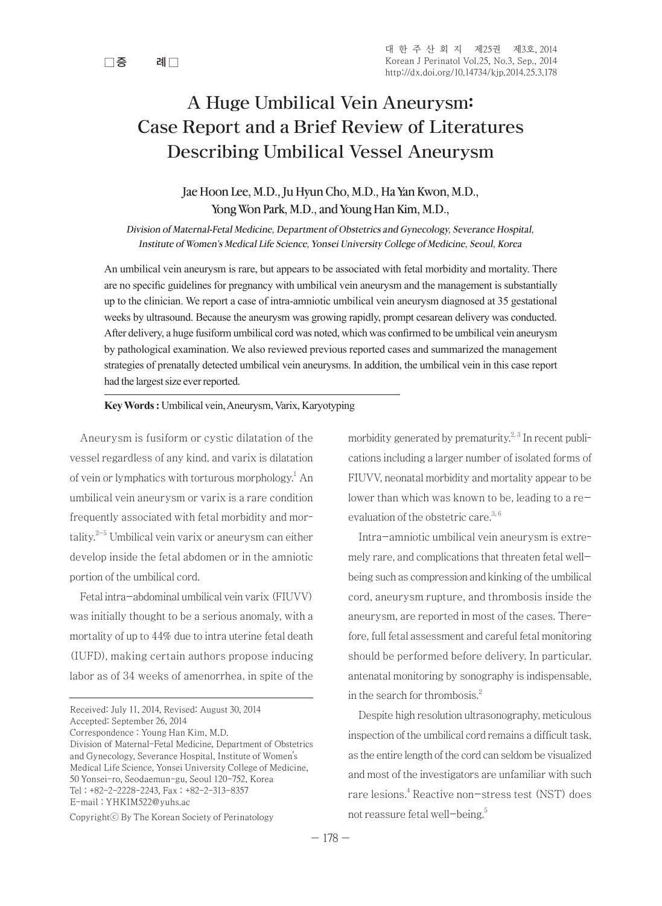□증 례□

# A Huge Umbilical Vein Aneurysm: Case Report and a Brief Review of Literatures Describing Umbilical Vessel Aneurysm

**Jae Hoon Lee, M.D., Ju Hyun Cho, M.D., Ha Yan Kwon, M.D., Yong Won Park, M.D., and Young Han Kim, M.D.,**

*Division of Maternal-Fetal Medicine, Department of Obstetrics and Gynecology, Severance Hospital, Institute of Women's Medical Life Science, Yonsei University College of Medicine, Seoul, Korea*

An umbilical vein aneurysm is rare, but appears to be associated with fetal morbidity and mortality. There are no specific guidelines for pregnancy with umbilical vein aneurysm and the management is substantially up to the clinician. We report a case of intra-amniotic umbilical vein aneurysm diagnosed at 35 gestational weeks by ultrasound. Because the aneurysm was growing rapidly, prompt cesarean delivery was conducted. After delivery, a huge fusiform umbilical cord was noted, which was confirmed to be umbilical vein aneurysm by pathological examination. We also reviewed previous reported cases and summarized the management strategies of prenatally detected umbilical vein aneurysms. In addition, the umbilical vein in this case report had the largest size ever reported.

**Key Words :** Umbilical vein, Aneurysm, Varix, Karyotyping

Aneurysm is fusiform or cystic dilatation of the vessel regardless of any kind, and varix is dilatation of vein or lymphatics with torturous morphology.[1] An umbilical vein aneurysm or varix is a rare condition frequently associated with fetal morbidity and mortality.[2-5] Umbilical vein varix or aneurysm can either develop inside the fetal abdomen or in the amniotic portion of the umbilical cord.

Fetal intra-abdominal umbilical vein varix (FIUVV) was initially thought to be a serious anomaly, with a mortality of up to 44% due to intra uterine fetal death (IUFD), making certain authors propose inducing labor as of 34 weeks of amenorrhea, in spite of the morbidity generated by prematurity.[2,3] In recent publications including a larger number of isolated forms of FIUVV, neonatal morbidity and mortality appear to be lower than which was known to be, leading to a re-evaluation of the obstetric care.[3,6]

Intra-amniotic umbilical vein aneurysm is extremely rare, and complications that threaten fetal well-being such as compression and kinking of the umbilical cord, aneurysm rupture, and thrombosis inside the aneurysm, are reported in most of the cases. Therefore, full fetal assessment and careful fetal monitoring should be performed before delivery. In particular, antenatal monitoring by sonography is indispensable, in the search for thrombosis.[2]

Despite high resolution ultrasonography, meticulous inspection of the umbilical cord remains a difficult task, as the entire length of the cord can seldom be visualized and most of the investigators are unfamiliar with such rare lesions.[4] Reactive non-stress test (NST) does not reassure fetal well-being.[5]

---

Received: July 11, 2014, Revised: August 30, 2014
Accepted: September 26, 2014
Correspondence : Young Han Kim, M.D.
Division of Maternal-Fetal Medicine, Department of Obstetrics and Gynecology, Severance Hospital, Institute of Women's Medical Life Science, Yonsei University College of Medicine, 50 Yonsei-ro, Seodaemun-gu, Seoul 120-752, Korea
Tel : +82-2-2228-2243, Fax : +82-2-313-8357
E-mail : YHKIM522@yuhs.ac

Copyrightⓒ By The Korean Society of Perinatology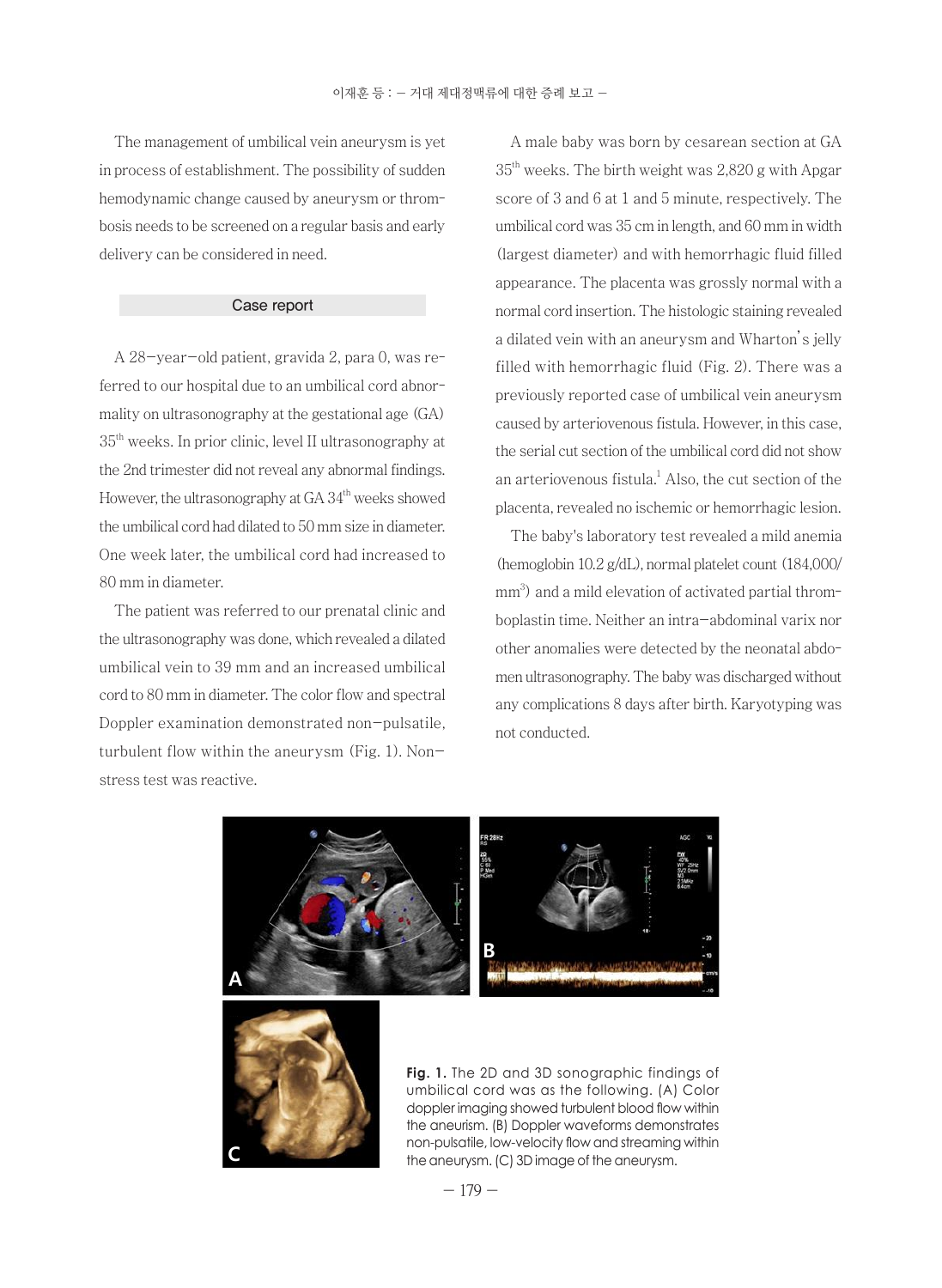The management of umbilical vein aneurysm is yet in process of establishment. The possibility of sudden hemodynamic change caused by aneurysm or thrombosis needs to be screened on a regular basis and early delivery can be considered in need.

## Case report

A 28-year-old patient, gravida 2, para 0, was referred to our hospital due to an umbilical cord abnormality on ultrasonography at the gestational age (GA) 35th weeks. In prior clinic, level II ultrasonography at the 2nd trimester did not reveal any abnormal findings. However, the ultrasonography at GA 34th weeks showed the umbilical cord had dilated to 50 mm size in diameter. One week later, the umbilical cord had increased to 80 mm in diameter.

The patient was referred to our prenatal clinic and the ultrasonography was done, which revealed a dilated umbilical vein to 39 mm and an increased umbilical cord to 80 mm in diameter. The color flow and spectral Doppler examination demonstrated non-pulsatile, turbulent flow within the aneurysm (Fig. 1). Non-stress test was reactive.

A male baby was born by cesarean section at GA 35th weeks. The birth weight was 2,820 g with Apgar score of 3 and 6 at 1 and 5 minute, respectively. The umbilical cord was 35 cm in length, and 60 mm in width (largest diameter) and with hemorrhagic fluid filled appearance. The placenta was grossly normal with a normal cord insertion. The histologic staining revealed a dilated vein with an aneurysm and Wharton's jelly filled with hemorrhagic fluid (Fig. 2). There was a previously reported case of umbilical vein aneurysm caused by arteriovenous fistula. However, in this case, the serial cut section of the umbilical cord did not show an arteriovenous fistula.[1] Also, the cut section of the placenta, revealed no ischemic or hemorrhagic lesion.

The baby's laboratory test revealed a mild anemia (hemoglobin 10.2 g/dL), normal platelet count (184,000/mm$^3$) and a mild elevation of activated partial thromboplastin time. Neither an intra-abdominal varix nor other anomalies were detected by the neonatal abdomen ultrasonography. The baby was discharged without any complications 8 days after birth. Karyotyping was not conducted.

**Fig. 1.** The 2D and 3D sonographic findings of umbilical cord was as the following. (A) Color doppler imaging showed turbulent blood flow within the aneurism. (B) Doppler waveforms demonstrates non-pulsatile, low-velocity flow and streaming within the aneurysm. (C) 3D image of the aneurysm.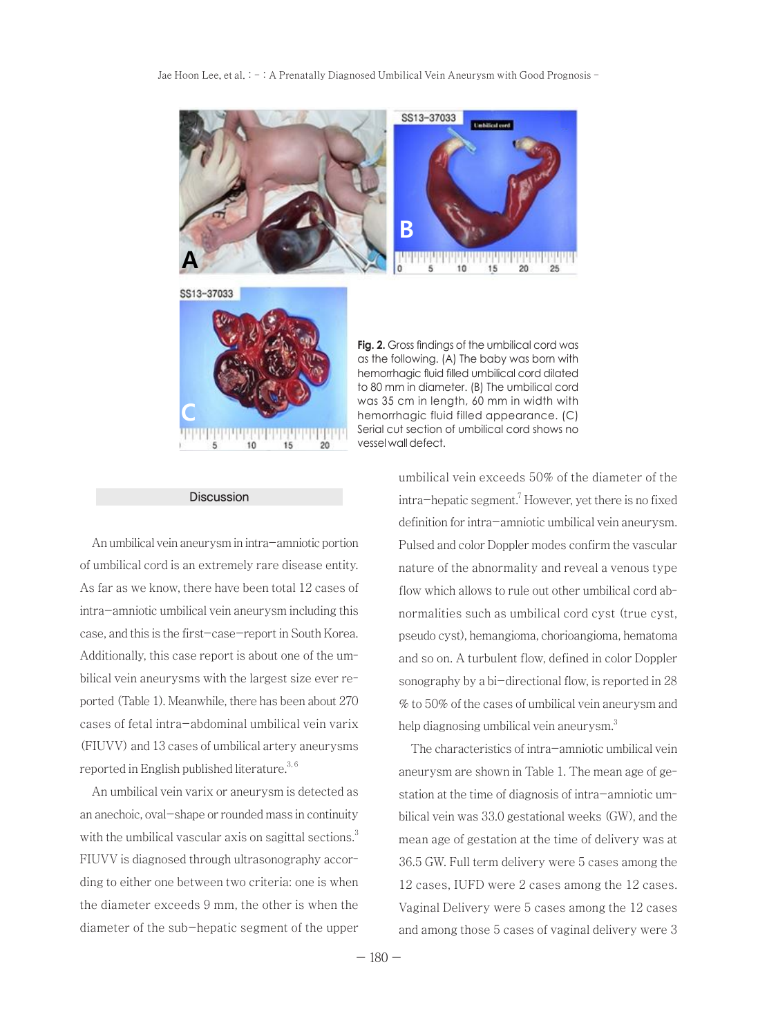Fig. 2. Gross findings of the umbilical cord was as the following. (A) The baby was born with hemorrhagic fluid filled umbilical cord dilated to 80 mm in diameter. (B) The umbilical cord was 35 cm in length, 60 mm in width with hemorrhagic fluid filled appearance. (C) Serial cut section of umbilical cord shows no vessel wall defect.

## Discussion

An umbilical vein aneurysm in intra−amniotic portion of umbilical cord is an extremely rare disease entity. As far as we know, there have been total 12 cases of intra−amniotic umbilical vein aneurysm including this case, and this is the first−case−report in South Korea. Additionally, this case report is about one of the umbilical vein aneurysms with the largest size ever reported (Table 1). Meanwhile, there has been about 270 cases of fetal intra−abdominal umbilical vein varix (FIUVV) and 13 cases of umbilical artery aneurysms reported in English published literature.[3,6]

An umbilical vein varix or aneurysm is detected as an anechoic, oval−shape or rounded mass in continuity with the umbilical vascular axis on sagittal sections.[3] FIUVV is diagnosed through ultrasonography according to either one between two criteria: one is when the diameter exceeds 9 mm, the other is when the diameter of the sub−hepatic segment of the upper umbilical vein exceeds 50% of the diameter of the intra−hepatic segment.[7] However, yet there is no fixed definition for intra−amniotic umbilical vein aneurysm. Pulsed and color Doppler modes confirm the vascular nature of the abnormality and reveal a venous type flow which allows to rule out other umbilical cord abnormalities such as umbilical cord cyst (true cyst, pseudo cyst), hemangioma, chorioangioma, hematoma and so on. A turbulent flow, defined in color Doppler sonography by a bi−directional flow, is reported in 28 % to 50% of the cases of umbilical vein aneurysm and help diagnosing umbilical vein aneurysm.[3]

The characteristics of intra−amniotic umbilical vein aneurysm are shown in Table 1. The mean age of gestation at the time of diagnosis of intra−amniotic umbilical vein was 33.0 gestational weeks (GW), and the mean age of gestation at the time of delivery was at 36.5 GW. Full term delivery were 5 cases among the 12 cases, IUFD were 2 cases among the 12 cases. Vaginal Delivery were 5 cases among the 12 cases and among those 5 cases of vaginal delivery were 3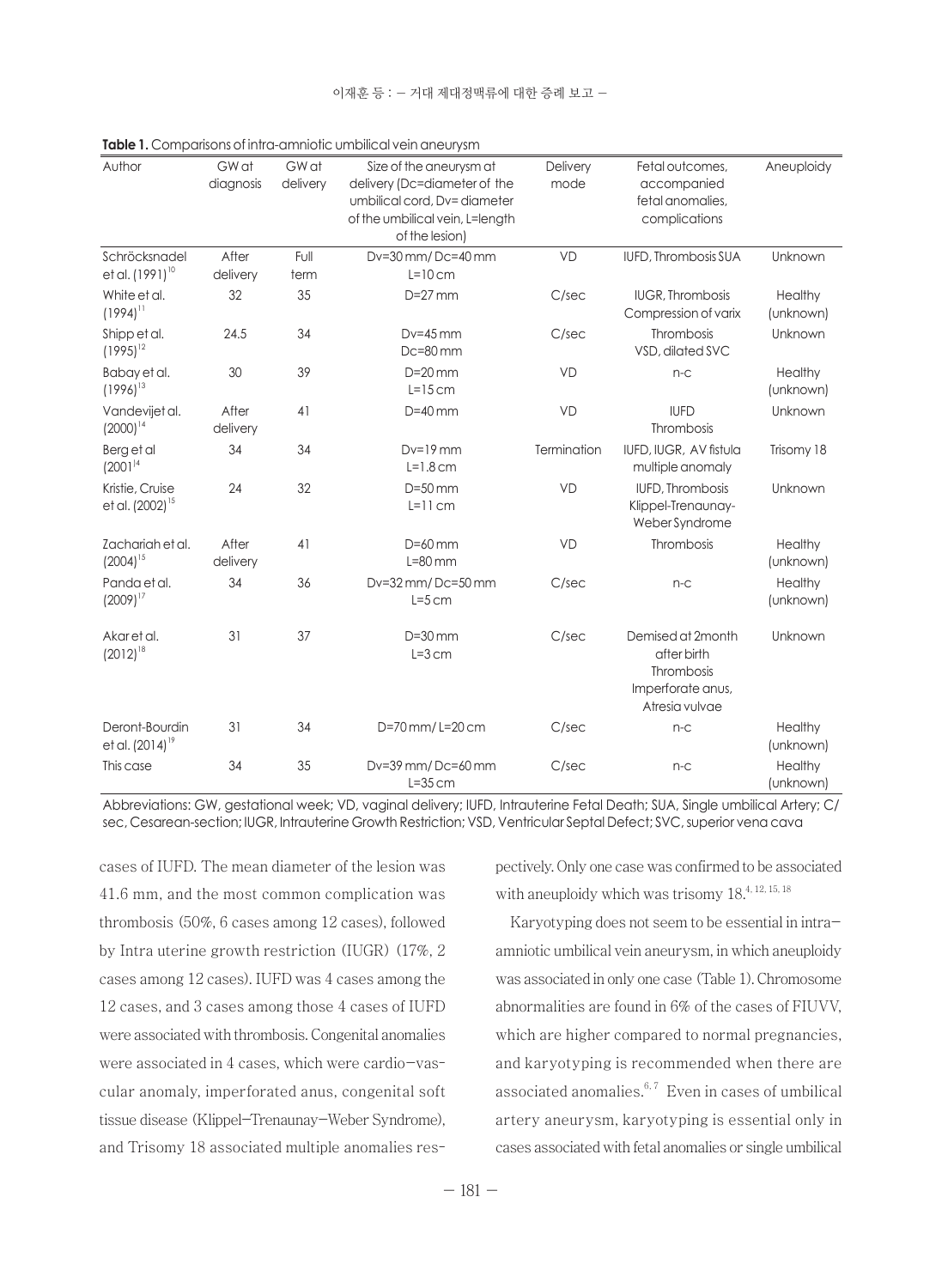**Table 1.** Comparisons of intra-amniotic umbilical vein aneurysm

| Author | GW at diagnosis | GW at delivery | Size of the aneurysm at delivery (Dc=diameter of the umbilical cord, Dv= diameter of the umbilical vein, L=length of the lesion) | Delivery mode | Fetal outcomes, accompanied fetal anomalies, complications | Aneuploidy |
|---|---|---|---|---|---|---|
| Schröcksnadel et al. (1991)[10] | After delivery | Full term | Dv=30 mm/ Dc=40 mm L=10 cm | VD | IUFD, Thrombosis SUA | Unknown |
| White et al. (1994)[11] | 32 | 35 | D=27 mm | C/sec | IUGR, Thrombosis Compression of varix | Healthy (unknown) |
| Shipp et al. (1995)[12] | 24.5 | 34 | Dv=45 mm Dc=80 mm | C/sec | Thrombosis VSD, dilated SVC | Unknown |
| Babay et al. (1996)[13] | 30 | 39 | D=20 mm L=15 cm | VD | n-c | Healthy (unknown) |
| Vandevijet al. (2000)[14] | After delivery | 41 | D=40 mm | VD | IUFD Thrombosis | Unknown |
| Berg et al (2001[14] | 34 | 34 | Dv=19 mm L=1.8 cm | Termination | IUFD, IUGR, AV fistula multiple anomaly | Trisomy 18 |
| Kristie, Cruise et al. (2002)[15] | 24 | 32 | D=50 mm L=11 cm | VD | IUFD, Thrombosis Klippel-Trenaunay-Weber Syndrome | Unknown |
| Zachariah et al. (2004)[15] | After delivery | 41 | D=60 mm L=80 mm | VD | Thrombosis | Healthy (unknown) |
| Panda et al. (2009)[17] | 34 | 36 | Dv=32 mm/ Dc=50 mm L=5 cm | C/sec | n-c | Healthy (unknown) |
| Akar et al. (2012)[18] | 31 | 37 | D=30 mm L=3 cm | C/sec | Demised at 2month after birth Thrombosis Imperforate anus, Atresia vulvae | Unknown |
| Deront-Bourdin et al. (2014)[19] | 31 | 34 | D=70 mm/ L=20 cm | C/sec | n-c | Healthy (unknown) |
| This case | 34 | 35 | Dv=39 mm/ Dc=60 mm L=35 cm | C/sec | n-c | Healthy (unknown) |

Abbreviations: GW, gestational week; VD, vaginal delivery; IUFD, Intrauterine Fetal Death; SUA, Single umbilical Artery; C/sec, Cesarean-section; IUGR, Intrauterine Growth Restriction; VSD, Ventricular Septal Defect; SVC, superior vena cava

cases of IUFD. The mean diameter of the lesion was 41.6 mm, and the most common complication was thrombosis (50%, 6 cases among 12 cases), followed by Intra uterine growth restriction (IUGR) (17%, 2 cases among 12 cases). IUFD was 4 cases among the 12 cases, and 3 cases among those 4 cases of IUFD were associated with thrombosis. Congenital anomalies were associated in 4 cases, which were cardio-vascular anomaly, imperforated anus, congenital soft tissue disease (Klippel-Trenaunay-Weber Syndrome), and Trisomy 18 associated multiple anomalies respectively. Only one case was confirmed to be associated with aneuploidy which was trisomy 18.[4, 12, 15, 18]

Karyotyping does not seem to be essential in intra-amniotic umbilical vein aneurysm, in which aneuploidy was associated in only one case (Table 1). Chromosome abnormalities are found in 6% of the cases of FIUVV, which are higher compared to normal pregnancies, and karyotyping is recommended when there are associated anomalies.[6, 7] Even in cases of umbilical artery aneurysm, karyotyping is essential only in cases associated with fetal anomalies or single umbilical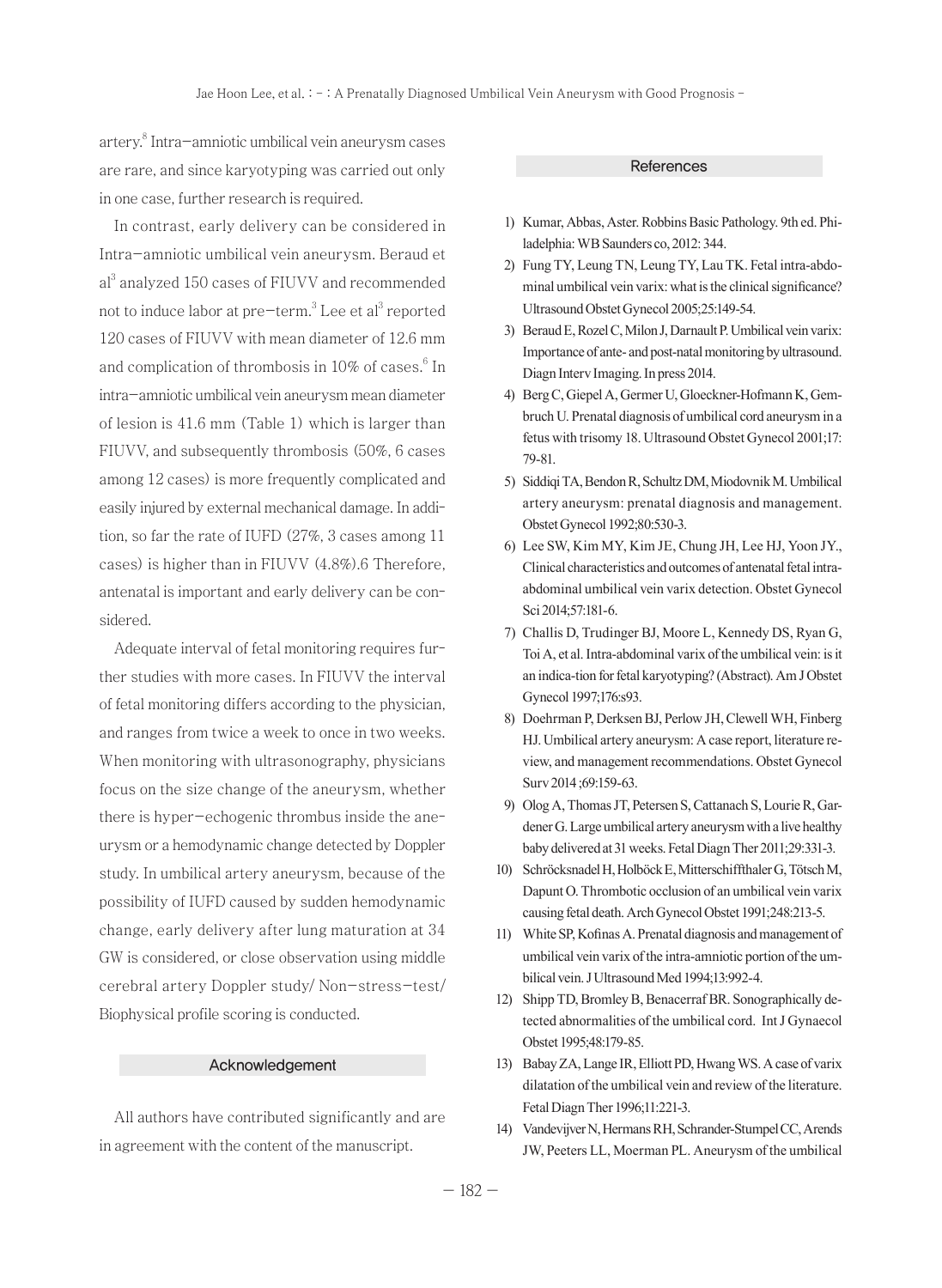artery.[8] Intra−amniotic umbilical vein aneurysm cases are rare, and since karyotyping was carried out only in one case, further research is required.

In contrast, early delivery can be considered in Intra−amniotic umbilical vein aneurysm. Beraud et al[3] analyzed 150 cases of FIUVV and recommended not to induce labor at pre−term.[3] Lee et al[3] reported 120 cases of FIUVV with mean diameter of 12.6 mm and complication of thrombosis in 10% of cases.[6] In intra−amniotic umbilical vein aneurysm mean diameter of lesion is 41.6 mm (Table 1) which is larger than FIUVV, and subsequently thrombosis (50%, 6 cases among 12 cases) is more frequently complicated and easily injured by external mechanical damage. In addition, so far the rate of IUFD (27%, 3 cases among 11 cases) is higher than in FIUVV (4.8%).6 Therefore, antenatal is important and early delivery can be considered.

Adequate interval of fetal monitoring requires further studies with more cases. In FIUVV the interval of fetal monitoring differs according to the physician, and ranges from twice a week to once in two weeks. When monitoring with ultrasonography, physicians focus on the size change of the aneurysm, whether there is hyper−echogenic thrombus inside the aneurysm or a hemodynamic change detected by Doppler study. In umbilical artery aneurysm, because of the possibility of IUFD caused by sudden hemodynamic change, early delivery after lung maturation at 34 GW is considered, or close observation using middle cerebral artery Doppler study/ Non−stress−test/ Biophysical profile scoring is conducted.

## Acknowledgement

All authors have contributed significantly and are in agreement with the content of the manuscript.

## References

1) Kumar, Abbas, Aster. Robbins Basic Pathology. 9th ed. Philadelphia: WB Saunders co, 2012: 344.
2) Fung TY, Leung TN, Leung TY, Lau TK. Fetal intra-abdominal umbilical vein varix: what is the clinical significance? Ultrasound Obstet Gynecol 2005;25:149-54.
3) Beraud E, Rozel C, Milon J, Darnault P. Umbilical vein varix: Importance of ante- and post-natal monitoring by ultrasound. Diagn Interv Imaging. In press 2014.
4) Berg C, Giepel A, Germer U, Gloeckner-Hofmann K, Gembruch U. Prenatal diagnosis of umbilical cord aneurysm in a fetus with trisomy 18. Ultrasound Obstet Gynecol 2001;17:79-81.
5) Siddiqi TA, Bendon R, Schultz DM, Miodovnik M. Umbilical artery aneurysm: prenatal diagnosis and management. Obstet Gynecol 1992;80:530-3.
6) Lee SW, Kim MY, Kim JE, Chung JH, Lee HJ, Yoon JY., Clinical characteristics and outcomes of antenatal fetal intra-abdominal umbilical vein varix detection. Obstet Gynecol Sci 2014;57:181-6.
7) Challis D, Trudinger BJ, Moore L, Kennedy DS, Ryan G, Toi A, et al. Intra-abdominal varix of the umbilical vein: is it an indica-tion for fetal karyotyping? (Abstract). Am J Obstet Gynecol 1997;176:s93.
8) Doehrman P, Derksen BJ, Perlow JH, Clewell WH, Finberg HJ. Umbilical artery aneurysm: A case report, literature review, and management recommendations. Obstet Gynecol Surv 2014 ;69:159-63.
9) Olog A, Thomas JT, Petersen S, Cattanach S, Lourie R, Gardener G. Large umbilical artery aneurysm with a live healthy baby delivered at 31 weeks. Fetal Diagn Ther 2011;29:331-3.
10) Schröcksnadel H, Holböck E, Mitterschiffthaler G, Tötsch M, Dapunt O. Thrombotic occlusion of an umbilical vein varix causing fetal death. Arch Gynecol Obstet 1991;248:213-5.
11) White SP, Kofinas A. Prenatal diagnosis and management of umbilical vein varix of the intra-amniotic portion of the umbilical vein. J Ultrasound Med 1994;13:992-4.
12) Shipp TD, Bromley B, Benacerraf BR. Sonographically detected abnormalities of the umbilical cord. Int J Gynaecol Obstet 1995;48:179-85.
13) Babay ZA, Lange IR, Elliott PD, Hwang WS. A case of varix dilatation of the umbilical vein and review of the literature. Fetal Diagn Ther 1996;11:221-3.
14) Vandevijver N, Hermans RH, Schrander-Stumpel CC, Arends JW, Peeters LL, Moerman PL. Aneurysm of the umbilical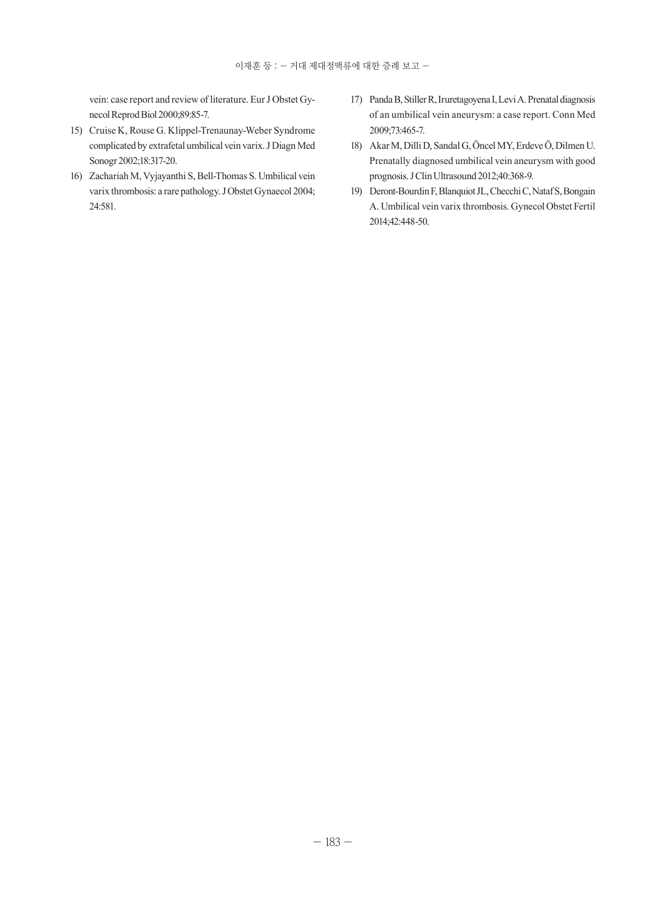vein: case report and review of literature. Eur J Obstet Gynecol Reprod Biol 2000;89:85-7.

15) Cruise K, Rouse G. Klippel-Trenaunay-Weber Syndrome complicated by extrafetal umbilical vein varix. J Diagn Med Sonogr 2002;18:317-20.
16) Zachariah M, Vyjayanthi S, Bell-Thomas S. Umbilical vein varix thrombosis: a rare pathology. J Obstet Gynaecol 2004; 24:581.
17) Panda B, Stiller R, Iruretagoyena I, Levi A. Prenatal diagnosis of an umbilical vein aneurysm: a case report. Conn Med 2009;73:465-7.
18) Akar M, Dilli D, Sandal G, Öncel MY, Erdeve Ö, Dilmen U. Prenatally diagnosed umbilical vein aneurysm with good prognosis. J Clin Ultrasound 2012;40:368-9.
19) Deront-Bourdin F, Blanquiot JL, Checchi C, Nataf S, Bongain A. Umbilical vein varix thrombosis. Gynecol Obstet Fertil 2014;42:448-50.